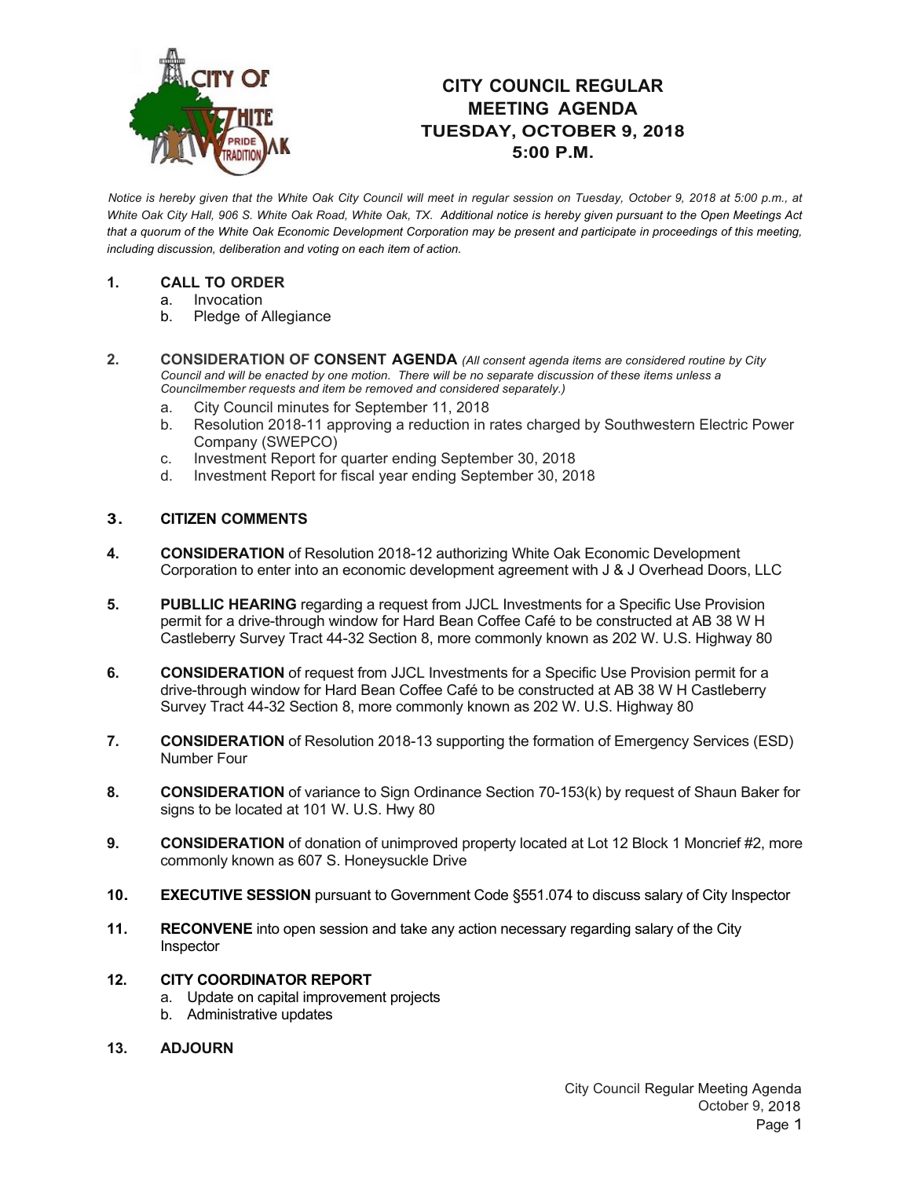# CITY COUNCIL REGULAR MEETING AGENDA
## TUESDAY, OCTOBER 9, 2018
## 5:00 P.M.

*Notice is hereby given that the White Oak City Council will meet in regular session on Tuesday, October 9, 2018 at 5:00 p.m., at White Oak City Hall, 906 S. White Oak Road, White Oak, TX. Additional notice is hereby given pursuant to the Open Meetings Act that a quorum of the White Oak Economic Development Corporation may be present and participate in proceedings of this meeting, including discussion, deliberation and voting on each item of action.*

**1. CALL TO ORDER**
   a. Invocation
   b. Pledge of Allegiance

**2. CONSIDERATION OF CONSENT AGENDA** *(All consent agenda items are considered routine by City Council and will be enacted by one motion. There will be no separate discussion of these items unless a Councilmember requests and item be removed and considered separately.)*
   a. City Council minutes for September 11, 2018
   b. Resolution 2018-11 approving a reduction in rates charged by Southwestern Electric Power Company (SWEPCO)
   c. Investment Report for quarter ending September 30, 2018
   d. Investment Report for fiscal year ending September 30, 2018

**3. CITIZEN COMMENTS**

**4. CONSIDERATION** of Resolution 2018-12 authorizing White Oak Economic Development Corporation to enter into an economic development agreement with J & J Overhead Doors, LLC

**5. PUBLLIC HEARING** regarding a request from JJCL Investments for a Specific Use Provision permit for a drive-through window for Hard Bean Coffee Café to be constructed at AB 38 W H Castleberry Survey Tract 44-32 Section 8, more commonly known as 202 W. U.S. Highway 80

**6. CONSIDERATION** of request from JJCL Investments for a Specific Use Provision permit for a drive-through window for Hard Bean Coffee Café to be constructed at AB 38 W H Castleberry Survey Tract 44-32 Section 8, more commonly known as 202 W. U.S. Highway 80

**7. CONSIDERATION** of Resolution 2018-13 supporting the formation of Emergency Services (ESD) Number Four

**8. CONSIDERATION** of variance to Sign Ordinance Section 70-153(k) by request of Shaun Baker for signs to be located at 101 W. U.S. Hwy 80

**9. CONSIDERATION** of donation of unimproved property located at Lot 12 Block 1 Moncrief #2, more commonly known as 607 S. Honeysuckle Drive

**10. EXECUTIVE SESSION** pursuant to Government Code §551.074 to discuss salary of City Inspector

**11. RECONVENE** into open session and take any action necessary regarding salary of the City Inspector

**12. CITY COORDINATOR REPORT**
   a. Update on capital improvement projects
   b. Administrative updates

**13. ADJOURN**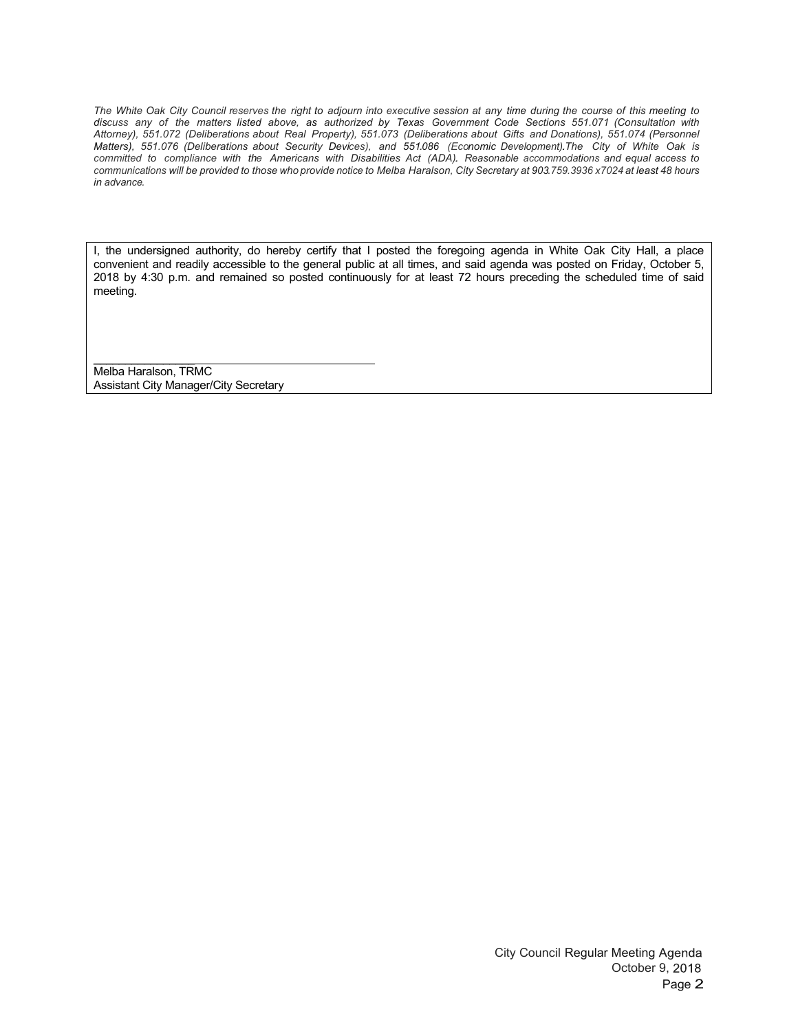*The White Oak City Council reserves the right to adjourn into executive session at any time during the course of this meeting to discuss any of the matters listed above, as authorized by Texas Government Code Sections 551.071 (Consultation with Attorney), 551.072 (Deliberations about Real Property), 551.073 (Deliberations about Gifts and Donations), 551.074 (Personnel Matters), 551.076 (Deliberations about Security Devices), and 551.086 (Economic Development).The City of White Oak is committed to compliance with the Americans with Disabilities Act (ADA). Reasonable accommodations and equal access to communications will be provided to those who provide notice to Melba Haralson, City Secretary at 903.759.3936 x7024 at least 48 hours in advance.*

I, the undersigned authority, do hereby certify that I posted the foregoing agenda in White Oak City Hall, a place convenient and readily accessible to the general public at all times, and said agenda was posted on Friday, October 5, 2018 by 4:30 p.m. and remained so posted continuously for at least 72 hours preceding the scheduled time of said meeting.

\_\_\_\_\_\_\_\_\_\_\_\_\_\_\_\_\_\_\_\_\_\_\_\_\_\_\_\_\_\_\_\_\_\_\_\_

Melba Haralson, TRMC
Assistant City Manager/City Secretary